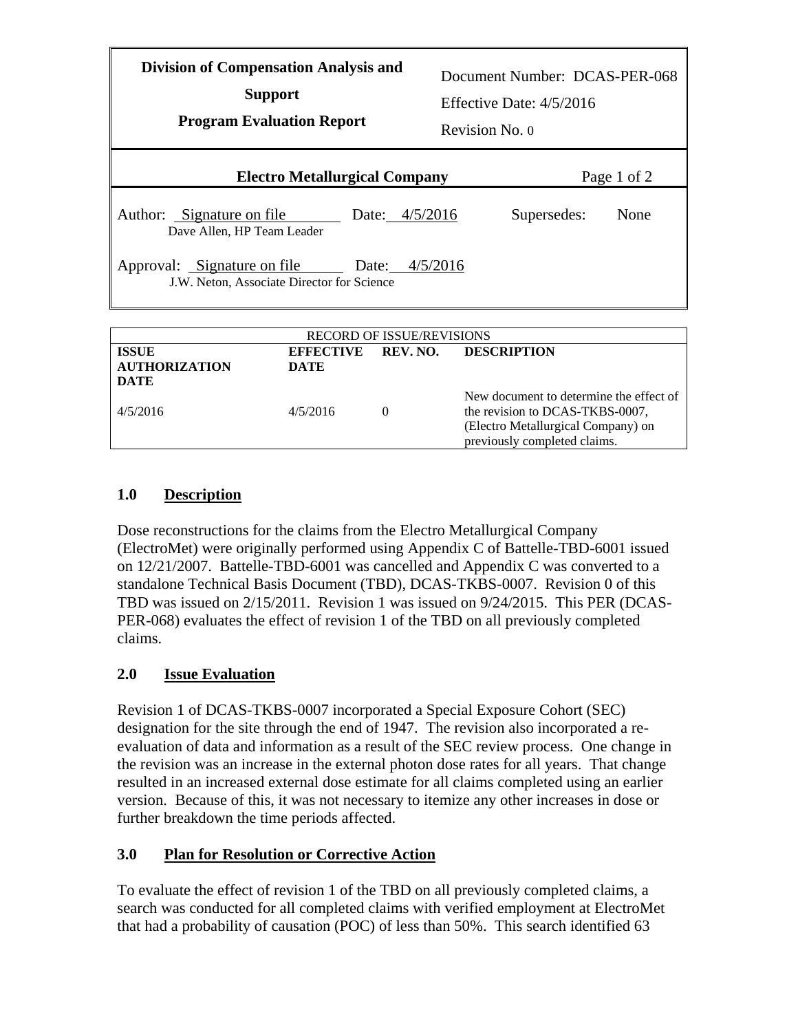| **Division of Compensation Analysis and Support** **Program Evaluation Report** | Document Number: DCAS-PER-068 Effective Date: 4/5/2016 Revision No. 0 | |
|---|---|---|
| **Electro Metallurgical Company** | | Page 1 of 2 |
| Author: Signature on file Date: 4/5/2016 Dave Allen, HP Team Leader | Supersedes: | None |
| Approval: Signature on file Date: 4/5/2016 J.W. Neton, Associate Director for Science | | |

| RECORD OF ISSUE/REVISIONS | | | |
|---|---|---|---|
| **ISSUE AUTHORIZATION DATE** | **EFFECTIVE DATE** | **REV. NO.** | **DESCRIPTION** |
| 4/5/2016 | 4/5/2016 | 0 | New document to determine the effect of the revision to DCAS-TKBS-0007, (Electro Metallurgical Company) on previously completed claims. |

## 1.0 Description

Dose reconstructions for the claims from the Electro Metallurgical Company (ElectroMet) were originally performed using Appendix C of Battelle-TBD-6001 issued on 12/21/2007. Battelle-TBD-6001 was cancelled and Appendix C was converted to a standalone Technical Basis Document (TBD), DCAS-TKBS-0007. Revision 0 of this TBD was issued on 2/15/2011. Revision 1 was issued on 9/24/2015. This PER (DCAS-PER-068) evaluates the effect of revision 1 of the TBD on all previously completed claims.

## 2.0 Issue Evaluation

Revision 1 of DCAS-TKBS-0007 incorporated a Special Exposure Cohort (SEC) designation for the site through the end of 1947. The revision also incorporated a re-evaluation of data and information as a result of the SEC review process. One change in the revision was an increase in the external photon dose rates for all years. That change resulted in an increased external dose estimate for all claims completed using an earlier version. Because of this, it was not necessary to itemize any other increases in dose or further breakdown the time periods affected.

## 3.0 Plan for Resolution or Corrective Action

To evaluate the effect of revision 1 of the TBD on all previously completed claims, a search was conducted for all completed claims with verified employment at ElectroMet that had a probability of causation (POC) of less than 50%. This search identified 63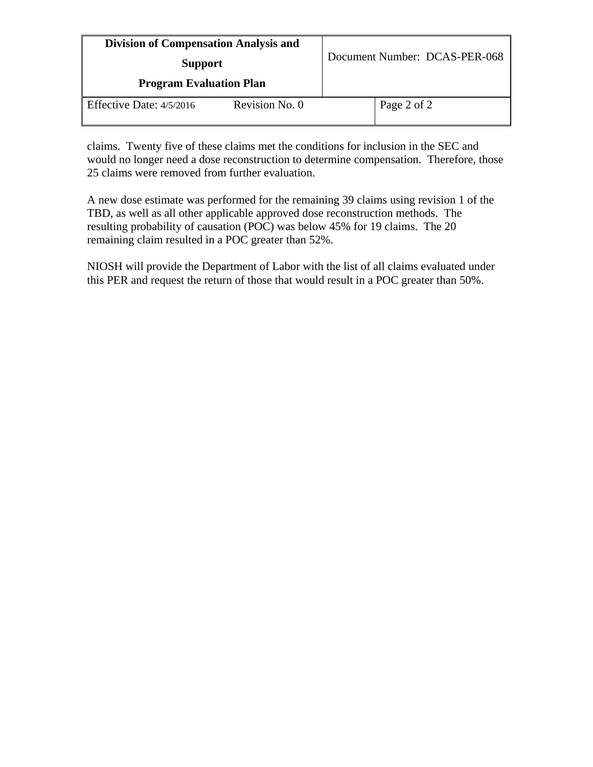claims. Twenty five of these claims met the conditions for inclusion in the SEC and would no longer need a dose reconstruction to determine compensation. Therefore, those 25 claims were removed from further evaluation.

A new dose estimate was performed for the remaining 39 claims using revision 1 of the TBD, as well as all other applicable approved dose reconstruction methods. The resulting probability of causation (POC) was below 45% for 19 claims. The 20 remaining claim resulted in a POC greater than 52%.

NIOSH will provide the Department of Labor with the list of all claims evaluated under this PER and request the return of those that would result in a POC greater than 50%.